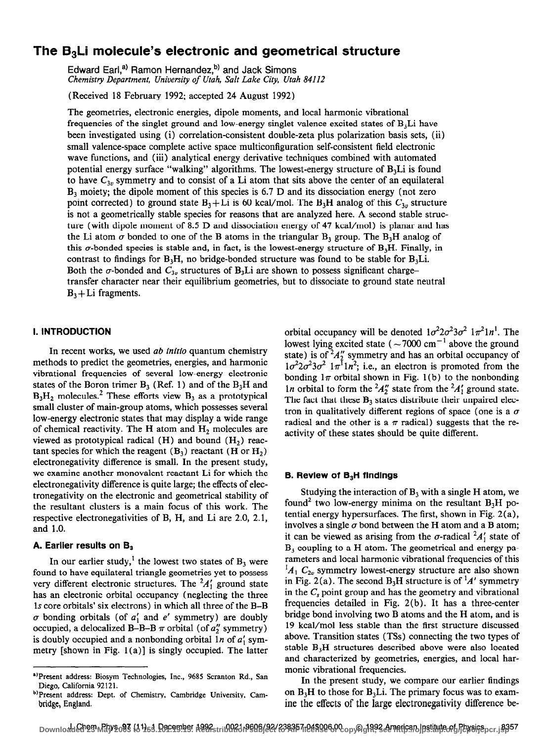# The $B_3Li$ molecule's electronic and geometrical structure

Edward Earl,[a] Ramon Hernandez,[b] and Jack Simons
*Chemistry Department, University of Utah, Salt Lake City, Utah 84112*

(Received 18 February 1992; accepted 24 August 1992)

The geometries, electronic energies, dipole moments, and local harmonic vibrational frequencies of the singlet ground and low-energy singlet valence excited states of $B_3Li$ have been investigated using (i) correlation-consistent double-zeta plus polarization basis sets, (ii) small valence-space complete active space multiconfiguration self-consistent field electronic wave functions, and (iii) analytical energy derivative techniques combined with automated potential energy surface "walking" algorithms. The lowest-energy structure of $B_3Li$ is found to have $C_{3v}$ symmetry and to consist of a Li atom that sits above the center of an equilateral $B_3$ moiety; the dipole moment of this species is 6.7 D and its dissociation energy (not zero point corrected) to ground state $B_3$+Li is 60 kcal/mol. The $B_3H$ analog of this $C_{3v}$ structure is not a geometrically stable species for reasons that are analyzed here. A second stable structure (with dipole moment of 8.5 D and dissociation energy of 47 kcal/mol) is planar and has the Li atom σ bonded to one of the B atoms in the triangular $B_3$ group. The $B_3H$ analog of this σ-bonded species is stable and, in fact, is the lowest-energy structure of $B_3H$. Finally, in contrast to findings for $B_3H$, no bridge-bonded structure was found to be stable for $B_3Li$. Both the σ-bonded and $C_{3v}$ structures of $B_3Li$ are shown to possess significant charge-transfer character near their equilibrium geometries, but to dissociate to ground state neutral $B_3$+Li fragments.

## I. INTRODUCTION

In recent works, we used *ab initio* quantum chemistry methods to predict the geometries, energies, and harmonic vibrational frequencies of several low-energy electronic states of the Boron trimer $B_3$ (Ref. 1) and of the $B_3H$ and $B_3H_2$ molecules.[2] These efforts view $B_3$ as a prototypical small cluster of main-group atoms, which possesses several low-energy electronic states that may display a wide range of chemical reactivity. The H atom and $H_2$ molecules are viewed as prototypical radical (H) and bound ($H_2$) reactant species for which the reagent ($B_3$) reactant (H or $H_2$) electronegativity difference is small. In the present study, we examine another monovalent reactant Li for which the electronegativity difference is quite large; the effects of electronegativity on the electronic and geometrical stability of the resultant clusters is a main focus of this work. The respective electronegativities of B, H, and Li are 2.0, 2.1, and 1.0.

### A. Earlier results on $B_3$

In our earlier study,[1] the lowest two states of $B_3$ were found to have equilateral triangle geometries yet to possess very different electronic structures. The $^2A_1'$ ground state has an electronic orbital occupancy (neglecting the three 1s core orbitals' six electrons) in which all three of the B–B σ bonding orbitals (of $a_1'$ and $e'$ symmetry) are doubly occupied, a delocalized B–B–B π orbital (of $a_2''$ symmetry) is doubly occupied and a nonbonding orbital $1n$ of $a_1'$ symmetry [shown in Fig. 1(a)] is singly occupied. The latter orbital occupancy will be denoted $1\sigma^2 2\sigma^2 3\sigma^2\ 1\pi^2 1n^1$. The lowest lying excited state ($\sim$7000 cm$^{-1}$ above the ground state) is of $^2A_2''$ symmetry and has an orbital occupancy of $1\sigma^2 2\sigma^2 3\sigma^2\ 1\pi^1 1n^2$; i.e., an electron is promoted from the bonding $1\pi$ orbital shown in Fig. 1(b) to the nonbonding $1n$ orbital to form the $^2A_2''$ state from the $^2A_1'$ ground state. The fact that these $B_3$ states distribute their unpaired electron in qualitatively different regions of space (one is a σ radical and the other is a π radical) suggests that the reactivity of these states should be quite different.

### B. Review of $B_3H$ findings

Studying the interaction of $B_3$ with a single H atom, we found[2] two low-energy minima on the resultant $B_3H$ potential energy hypersurfaces. The first, shown in Fig. 2(a), involves a single σ bond between the H atom and a B atom; it can be viewed as arising from the σ-radical $^2A_1'$ state of $B_3$ coupling to a H atom. The geometrical and energy parameters and local harmonic vibrational frequencies of this $^1A_1$ $C_{2v}$ symmetry lowest-energy structure are also shown in Fig. 2(a). The second $B_3H$ structure is of $^1A'$ symmetry in the $C_s$ point group and has the geometry and vibrational frequencies detailed in Fig. 2(b). It has a three-center bridge bond involving two B atoms and the H atom, and is 19 kcal/mol less stable than the first structure discussed above. Transition states (TSs) connecting the two types of stable $B_3H$ structures described above were also located and characterized by geometries, energies, and local harmonic vibrational frequencies.

In the present study, we compare our earlier findings on $B_3H$ to those for $B_3Li$. The primary focus was to examine the effects of the large electronegativity difference be-

[a]Present address: Biosym Technologies, Inc., 9685 Scranton Rd., San Diego, California 92121.

[b]Present address: Dept. of Chemistry, Cambridge University, Cambridge, England.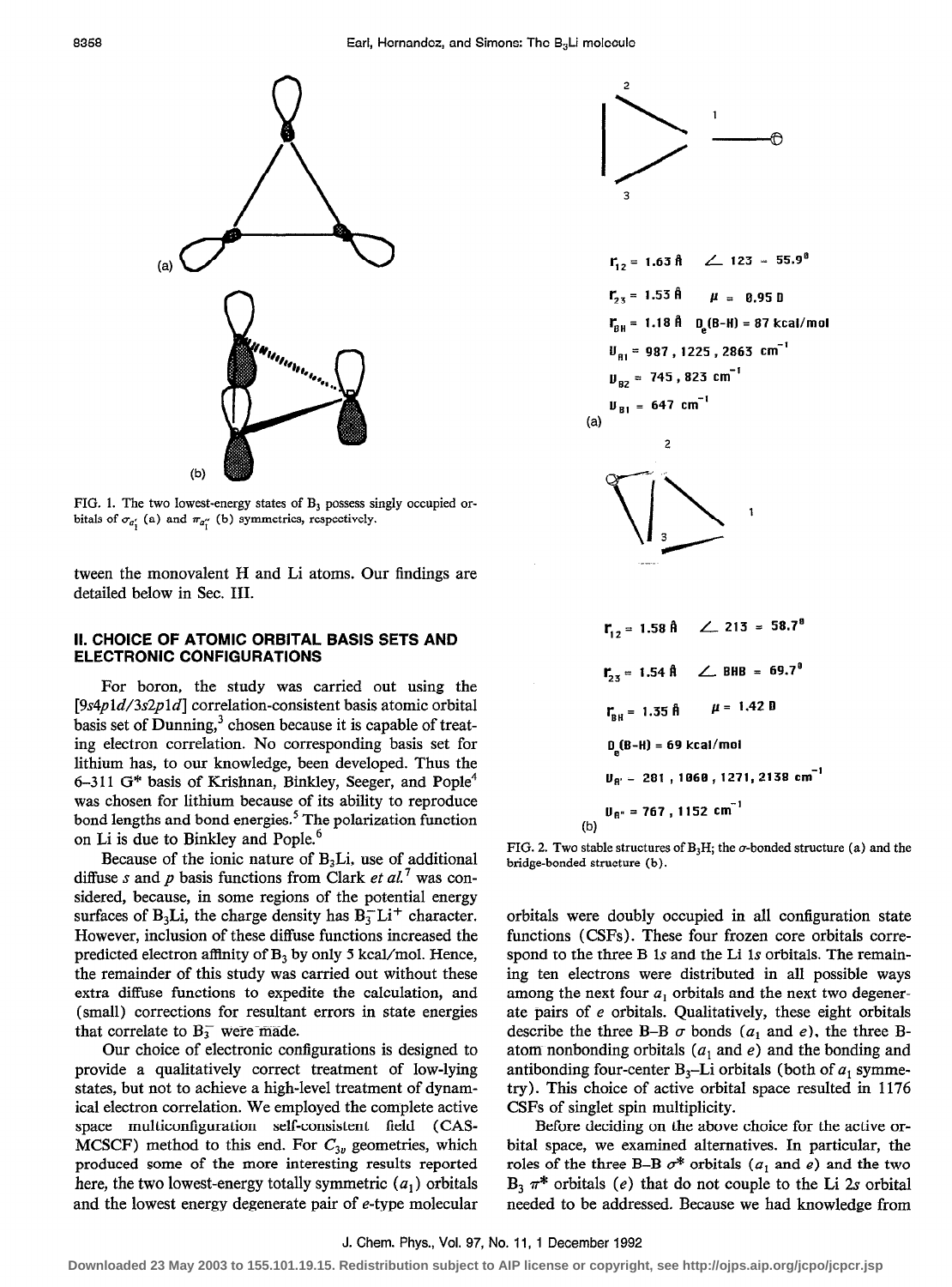FIG. 1. The two lowest-energy states of $B_3$ possess singly occupied orbitals of $\sigma_{a_1'}$ (a) and $\pi_{a_1''}$ (b) symmetries, respectively.

tween the monovalent H and Li atoms. Our findings are detailed below in Sec. III.

## II. CHOICE OF ATOMIC ORBITAL BASIS SETS AND ELECTRONIC CONFIGURATIONS

For boron, the study was carried out using the [9s4p1d/3s2p1d] correlation-consistent basis atomic orbital basis set of Dunning,[3] chosen because it is capable of treating electron correlation. No corresponding basis set for lithium has, to our knowledge, been developed. Thus the 6–311 G* basis of Krishnan, Binkley, Seeger, and Pople[4] was chosen for lithium because of its ability to reproduce bond lengths and bond energies.[5] The polarization function on Li is due to Binkley and Pople.[6]

Because of the ionic nature of $B_3Li$, use of additional diffuse s and p basis functions from Clark *et al.*[7] was considered, because, in some regions of the potential energy surfaces of $B_3Li$, the charge density has $B_3^-Li^+$ character. However, inclusion of these diffuse functions increased the predicted electron affinity of $B_3$ by only 5 kcal/mol. Hence, the remainder of this study was carried out without these extra diffuse functions to expedite the calculation, and (small) corrections for resultant errors in state energies that correlate to $B_3^-$ were made.

Our choice of electronic configurations is designed to provide a qualitatively correct treatment of low-lying states, but not to achieve a high-level treatment of dynamical electron correlation. We employed the complete active space multiconfiguration self-consistent field (CAS-MCSCF) method to this end. For $C_{3v}$ geometries, which produced some of the more interesting results reported here, the two lowest-energy totally symmetric ($a_1$) orbitals and the lowest energy degenerate pair of e-type molecular

$r_{12}$ = 1.63 Å ∠ 123 = 55.9°
$r_{23}$ = 1.53 Å $\mu$ = 0.95 D
$r_{BH}$ = 1.18 Å $D_e$(B–H) = 87 kcal/mol
$\nu_{A1}$ = 987, 1225, 2863 $cm^{-1}$
$\nu_{B2}$ = 745, 823 $cm^{-1}$
$\nu_{B1}$ = 647 $cm^{-1}$
(a)

$r_{12}$ = 1.58 Å ∠ 213 = 58.7°
$r_{23}$ = 1.54 Å ∠ BHB = 69.7°
$r_{BH}$ = 1.35 Å $\mu$ = 1.42 D
$D_e$(B–H) = 69 kcal/mol
$\nu_{A'}$ = 281, 1060, 1271, 2138 $cm^{-1}$
$\nu_{A''}$ = 767, 1152 $cm^{-1}$
(b)

FIG. 2. Two stable structures of $B_3H$; the σ-bonded structure (a) and the bridge-bonded structure (b).

orbitals were doubly occupied in all configuration state functions (CSFs). These four frozen core orbitals correspond to the three B 1s and the Li 1s orbitals. The remaining ten electrons were distributed in all possible ways among the next four $a_1$ orbitals and the next two degenerate pairs of e orbitals. Qualitatively, these eight orbitals describe the three B–B σ bonds ($a_1$ and e), the three B-atom nonbonding orbitals ($a_1$ and e) and the bonding and antibonding four-center $B_3$–Li orbitals (both of $a_1$ symmetry). This choice of active orbital space resulted in 1176 CSFs of singlet spin multiplicity.

Before deciding on the above choice for the active orbital space, we examined alternatives. In particular, the roles of the three B–B σ* orbitals ($a_1$ and e) and the two $B_3$ π* orbitals (e) that do not couple to the Li 2s orbital needed to be addressed. Because we had knowledge from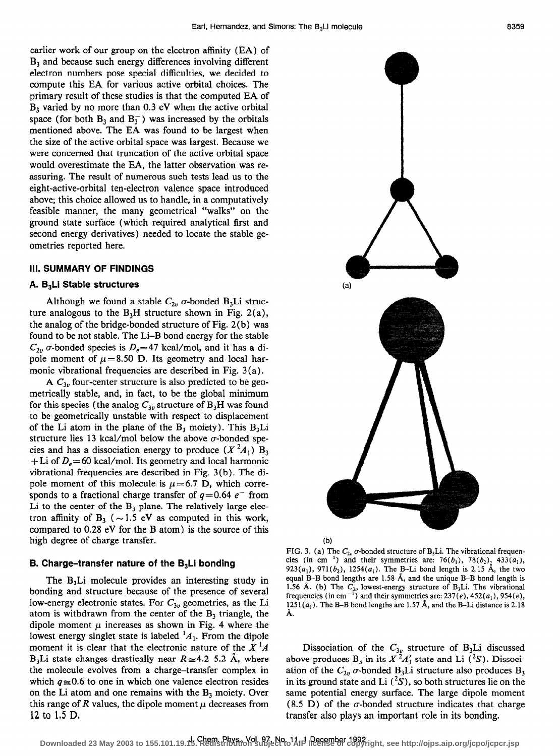earlier work of our group on the electron affinity (EA) of $B_3$ and because such energy differences involving different electron numbers pose special difficulties, we decided to compute this EA for various active orbital choices. The primary result of these studies is that the computed EA of $B_3$ varied by no more than 0.3 eV when the active orbital space (for both $B_3$ and $B_3^-$) was increased by the orbitals mentioned above. The EA was found to be largest when the size of the active orbital space was largest. Because we were concerned that truncation of the active orbital space would overestimate the EA, the latter observation was reassuring. The result of numerous such tests lead us to the eight-active-orbital ten-electron valence space introduced above; this choice allowed us to handle, in a computatively feasible manner, the many geometrical "walks" on the ground state surface (which required analytical first and second energy derivatives) needed to locate the stable geometries reported here.

## III. SUMMARY OF FINDINGS

### A. $B_3Li$ Stable structures

Although we found a stable $C_{2v}$ $\sigma$-bonded $B_3Li$ structure analogous to the $B_3H$ structure shown in Fig. 2(a), the analog of the bridge-bonded structure of Fig. 2(b) was found to be not stable. The Li–B bond energy for the stable $C_{2v}$ $\sigma$-bonded species is $D_e=47$ kcal/mol, and it has a dipole moment of $\mu=8.50$ D. Its geometry and local harmonic vibrational frequencies are described in Fig. 3(a).

A $C_{3v}$ four-center structure is also predicted to be geometrically stable, and, in fact, to be the global minimum for this species (the analog $C_{3v}$ structure of $B_3H$ was found to be geometrically unstable with respect to displacement of the Li atom in the plane of the $B_3$ moiety). This $B_3Li$ structure lies 13 kcal/mol below the above $\sigma$-bonded species and has a dissociation energy to produce ($X\,^2A_1$) $B_3$ + Li of $D_e=60$ kcal/mol. Its geometry and local harmonic vibrational frequencies are described in Fig. 3(b). The dipole moment of this molecule is $\mu=6.7$ D, which corresponds to a fractional charge transfer of $q=0.64\ e^-$ from Li to the center of the $B_3$ plane. The relatively large electron affinity of $B_3$ ($\sim$1.5 eV as computed in this work, compared to 0.28 eV for the B atom) is the source of this high degree of charge transfer.

### B. Charge–transfer nature of the $B_3Li$ bonding

The $B_3Li$ molecule provides an interesting study in bonding and structure because of the presence of several low-energy electronic states. For $C_{3v}$ geometries, as the Li atom is withdrawn from the center of the $B_3$ triangle, the dipole moment $\mu$ increases as shown in Fig. 4 where the lowest energy singlet state is labeled $^1A_1$. From the dipole moment it is clear that the electronic nature of the $X\,^1A$ $B_3Li$ state changes drastically near $R\cong4.2$ 5.2 Å, where the molecule evolves from a charge–transfer complex in which $q\cong0.6$ to one in which one valence electron resides on the Li atom and one remains with the $B_3$ moiety. Over this range of $R$ values, the dipole moment $\mu$ decreases from 12 to 1.5 D.

FIG. 3. (a) The $C_{2v}$ $\sigma$-bonded structure of $B_3Li$. The vibrational frequencies (in cm$^{-1}$) and their symmetries are: 76($b_1$), 78($b_2$), 433($a_1$), 923($a_1$), 971($b_2$), 1254($a_1$). The B–Li bond length is 2.15 Å, the two equal B–B bond lengths are 1.58 Å, and the unique B–B bond length is 1.56 Å. (b) The $C_{3v}$ lowest-energy structure of $B_3Li$. The vibrational frequencies (in cm$^{-1}$) and their symmetries are: 237($e$), 452($a_1$), 954($e$), 1251($a_1$). The B–B bond lengths are 1.57 Å, and the B–Li distance is 2.18 Å.

Dissociation of the $C_{3v}$ structure of $B_3Li$ discussed above produces $B_3$ in its $X\,^2A_1'$ state and Li ($^2S$). Dissociation of the $C_{2v}$ $\sigma$-bonded $B_3Li$ structure also produces $B_3$ in its ground state and Li ($^2S$), so both structures lie on the same potential energy surface. The large dipole moment (8.5 D) of the $\sigma$-bonded structure indicates that charge transfer also plays an important role in its bonding.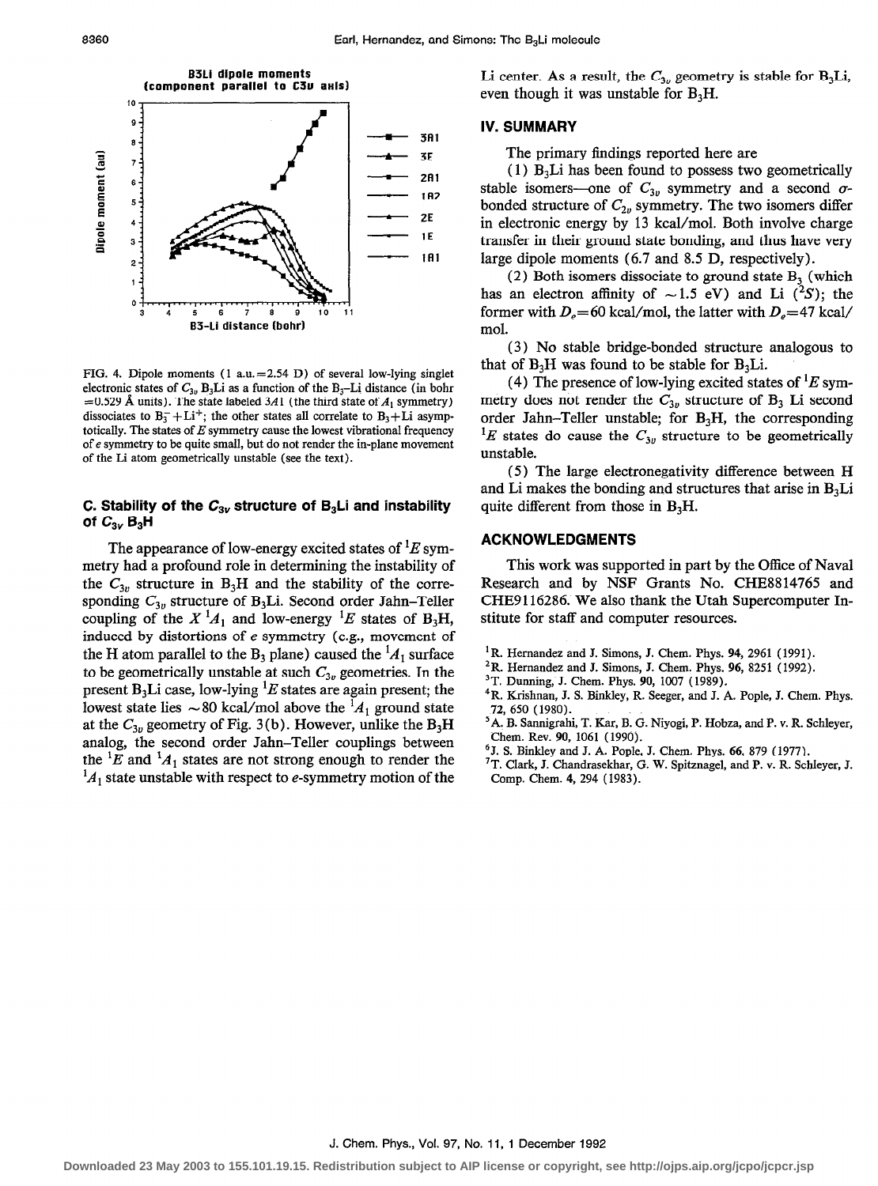B3Li dipole moments
(component parallel to C3v axis)

Dipole moment (au)

B3-Li distance (bohr)

3A1
3E
2A1
1A2
2E
1E
1A1

FIG. 4. Dipole moments (1 a.u. = 2.54 D) of several low-lying singlet electronic states of $C_{3v}$ $B_3Li$ as a function of the $B_3$–Li distance (in bohr = 0.529 Å units). The state labeled $3A1$ (the third state of $A_1$ symmetry) dissociates to $B_3^- + Li^+$; the other states all correlate to $B_3$+Li asymptotically. The states of $E$ symmetry cause the lowest vibrational frequency of $e$ symmetry to be quite small, but do not render the in-plane movement of the Li atom geometrically unstable (see the text).

### C. Stability of the $C_{3v}$ structure of $B_3Li$ and instability of $C_{3v}$ $B_3H$

The appearance of low-energy excited states of ${}^1E$ symmetry had a profound role in determining the instability of the $C_{3v}$ structure in $B_3H$ and the stability of the corresponding $C_{3v}$ structure of $B_3Li$. Second order Jahn–Teller coupling of the $X\ {}^1A_1$ and low-energy ${}^1E$ states of $B_3H$, induced by distortions of $e$ symmetry (e.g., movement of the H atom parallel to the $B_3$ plane) caused the ${}^1A_1$ surface to be geometrically unstable at such $C_{3v}$ geometries. In the present $B_3Li$ case, low-lying ${}^1E$ states are again present; the lowest state lies ~80 kcal/mol above the ${}^1A_1$ ground state at the $C_{3v}$ geometry of Fig. 3(b). However, unlike the $B_3H$ analog, the second order Jahn–Teller couplings between the ${}^1E$ and ${}^1A_1$ states are not strong enough to render the ${}^1A_1$ state unstable with respect to $e$-symmetry motion of the Li center. As a result, the $C_{3v}$ geometry is stable for $B_3Li$, even though it was unstable for $B_3H$.

## IV. SUMMARY

The primary findings reported here are

(1) $B_3Li$ has been found to possess two geometrically stable isomers—one of $C_{3v}$ symmetry and a second $\sigma$-bonded structure of $C_{2v}$ symmetry. The two isomers differ in electronic energy by 13 kcal/mol. Both involve charge transfer in their ground state bonding, and thus have very large dipole moments (6.7 and 8.5 D, respectively).

(2) Both isomers dissociate to ground state $B_3$ (which has an electron affinity of ~1.5 eV) and Li (${}^2S$); the former with $D_e$=60 kcal/mol, the latter with $D_e$=47 kcal/mol.

(3) No stable bridge-bonded structure analogous to that of $B_3H$ was found to be stable for $B_3Li$.

(4) The presence of low-lying excited states of ${}^1E$ symmetry does not render the $C_{3v}$ structure of $B_3$ Li second order Jahn–Teller unstable; for $B_3H$, the corresponding ${}^1E$ states do cause the $C_{3v}$ structure to be geometrically unstable.

(5) The large electronegativity difference between H and Li makes the bonding and structures that arise in $B_3Li$ quite different from those in $B_3H$.

## ACKNOWLEDGMENTS

This work was supported in part by the Office of Naval Research and by NSF Grants No. CHE8814765 and CHE9116286. We also thank the Utah Supercomputer Institute for staff and computer resources.

[1] R. Hernandez and J. Simons, J. Chem. Phys. 94, 2961 (1991).
[2] R. Hernandez and J. Simons, J. Chem. Phys. 96, 8251 (1992).
[3] T. Dunning, J. Chem. Phys. 90, 1007 (1989).
[4] R. Krishnan, J. S. Binkley, R. Seeger, and J. A. Pople, J. Chem. Phys. 72, 650 (1980).
[5] A. B. Sannigrahi, T. Kar, B. G. Niyogi, P. Hobza, and P. v. R. Schleyer, Chem. Rev. 90, 1061 (1990).
[6] J. S. Binkley and J. A. Pople, J. Chem. Phys. 66, 879 (1977).
[7] T. Clark, J. Chandrasekhar, G. W. Spitznagel, and P. v. R. Schleyer, J. Comp. Chem. 4, 294 (1983).